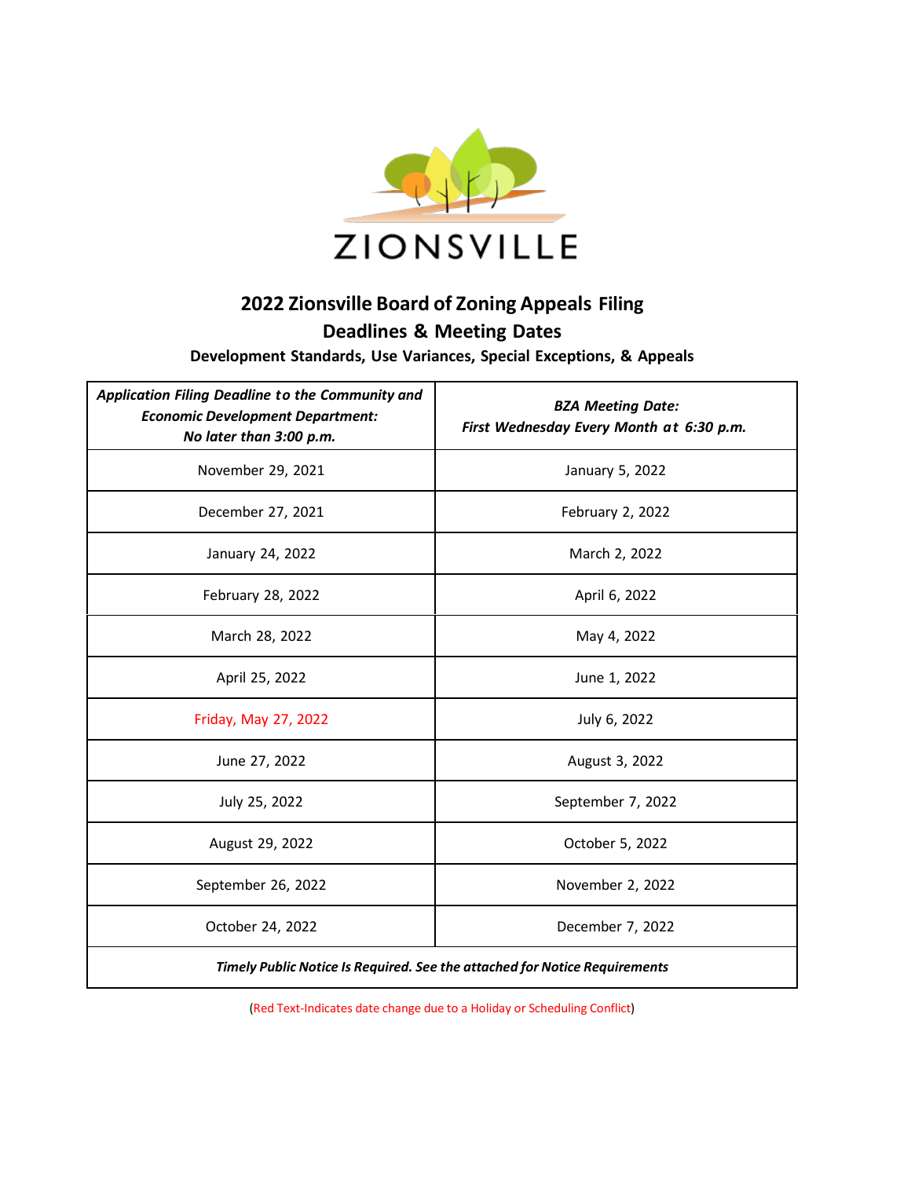ZIONSVILLE

# 2022 Zionsville Board of Zoning Appeals Filing Deadlines & Meeting Dates

### Development Standards, Use Variances, Special Exceptions, & Appeals

| ***Application Filing Deadline to the Community and Economic Development Department: No later than 3:00 p.m.*** | ***BZA Meeting Date: First Wednesday Every Month at 6:30 p.m.*** |
|---|---|
| November 29, 2021 | January 5, 2022 |
| December 27, 2021 | February 2, 2022 |
| January 24, 2022 | March 2, 2022 |
| February 28, 2022 | April 6, 2022 |
| March 28, 2022 | May 4, 2022 |
| April 25, 2022 | June 1, 2022 |
| Friday, May 27, 2022 | July 6, 2022 |
| June 27, 2022 | August 3, 2022 |
| July 25, 2022 | September 7, 2022 |
| August 29, 2022 | October 5, 2022 |
| September 26, 2022 | November 2, 2022 |
| October 24, 2022 | December 7, 2022 |
| ***Timely Public Notice Is Required. See the attached for Notice Requirements*** | |

(Red Text-Indicates date change due to a Holiday or Scheduling Conflict)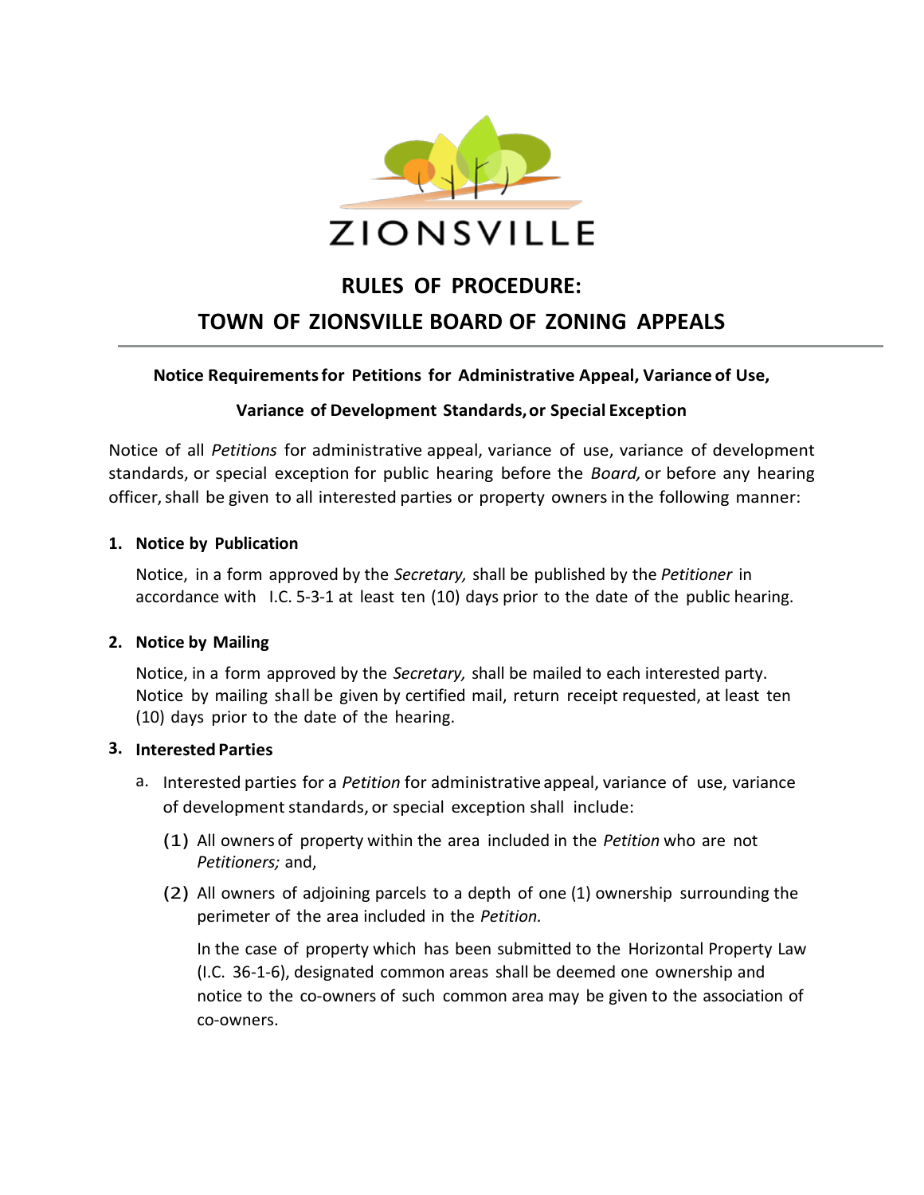ZIONSVILLE

# RULES OF PROCEDURE:
# TOWN OF ZIONSVILLE BOARD OF ZONING APPEALS

**Notice Requirements for Petitions for Administrative Appeal, Variance of Use, Variance of Development Standards, or Special Exception**

Notice of all *Petitions* for administrative appeal, variance of use, variance of development standards, or special exception for public hearing before the *Board,* or before any hearing officer, shall be given to all interested parties or property owners in the following manner:

**1. Notice by Publication**

Notice, in a form approved by the *Secretary,* shall be published by the *Petitioner* in accordance with I.C. 5-3-1 at least ten (10) days prior to the date of the public hearing.

**2. Notice by Mailing**

Notice, in a form approved by the *Secretary,* shall be mailed to each interested party. Notice by mailing shall be given by certified mail, return receipt requested, at least ten (10) days prior to the date of the hearing.

**3. Interested Parties**

a. Interested parties for a *Petition* for administrative appeal, variance of use, variance of development standards, or special exception shall include:

(1) All owners of property within the area included in the *Petition* who are not *Petitioners;* and,

(2) All owners of adjoining parcels to a depth of one (1) ownership surrounding the perimeter of the area included in the *Petition.*

In the case of property which has been submitted to the Horizontal Property Law (I.C. 36-1-6), designated common areas shall be deemed one ownership and notice to the co-owners of such common area may be given to the association of co-owners.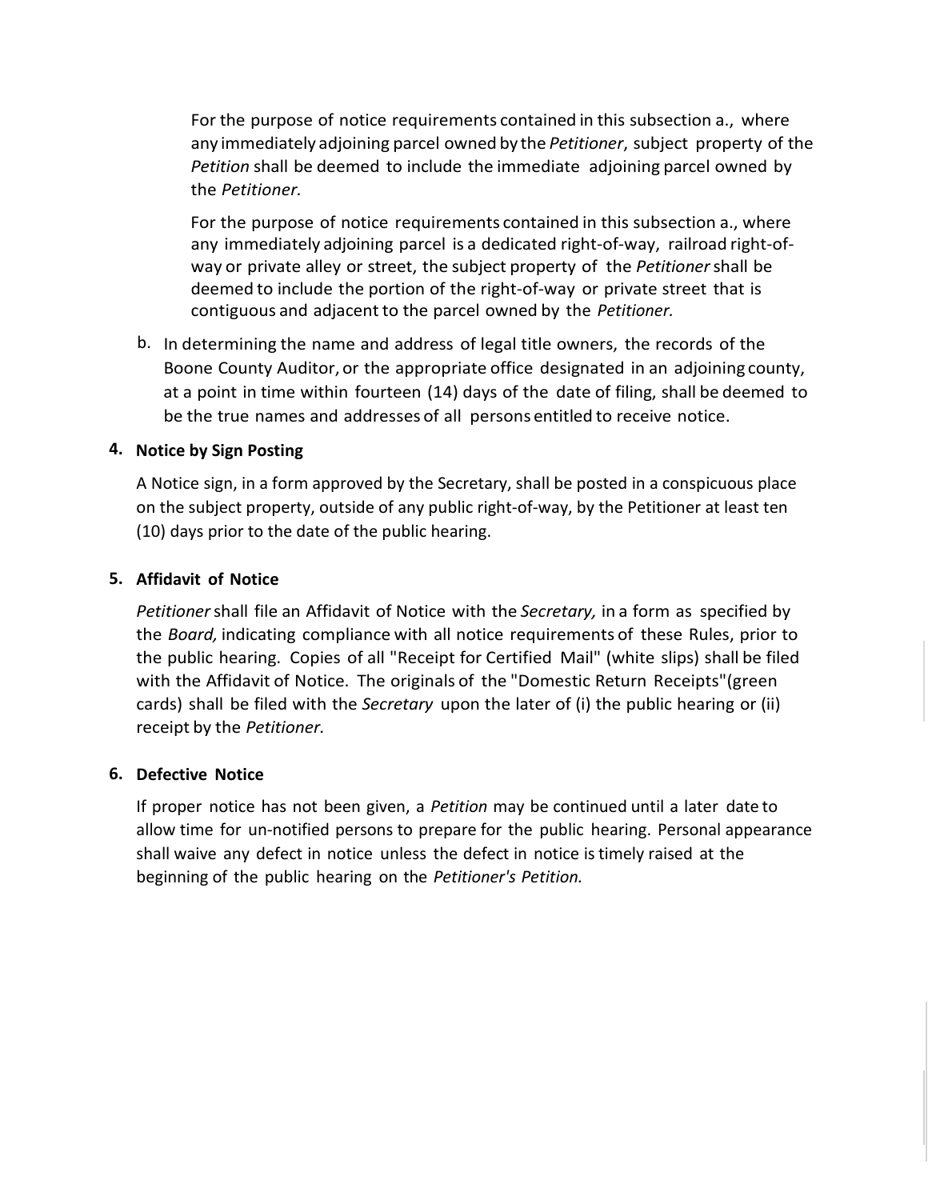For the purpose of notice requirements contained in this subsection a., where any immediately adjoining parcel owned by the *Petitioner*, subject property of the *Petition* shall be deemed to include the immediate adjoining parcel owned by the *Petitioner.*

For the purpose of notice requirements contained in this subsection a., where any immediately adjoining parcel is a dedicated right-of-way, railroad right-of-way or private alley or street, the subject property of the *Petitioner* shall be deemed to include the portion of the right-of-way or private street that is contiguous and adjacent to the parcel owned by the *Petitioner.*

b. In determining the name and address of legal title owners, the records of the Boone County Auditor, or the appropriate office designated in an adjoining county, at a point in time within fourteen (14) days of the date of filing, shall be deemed to be the true names and addresses of all persons entitled to receive notice.

**4. Notice by Sign Posting**

A Notice sign, in a form approved by the Secretary, shall be posted in a conspicuous place on the subject property, outside of any public right-of-way, by the Petitioner at least ten (10) days prior to the date of the public hearing.

**5. Affidavit of Notice**

*Petitioner* shall file an Affidavit of Notice with the *Secretary,* in a form as specified by the *Board,* indicating compliance with all notice requirements of these Rules, prior to the public hearing. Copies of all "Receipt for Certified Mail" (white slips) shall be filed with the Affidavit of Notice. The originals of the "Domestic Return Receipts"(green cards) shall be filed with the *Secretary* upon the later of (i) the public hearing or (ii) receipt by the *Petitioner.*

**6. Defective Notice**

If proper notice has not been given, a *Petition* may be continued until a later date to allow time for un-notified persons to prepare for the public hearing. Personal appearance shall waive any defect in notice unless the defect in notice is timely raised at the beginning of the public hearing on the *Petitioner's Petition.*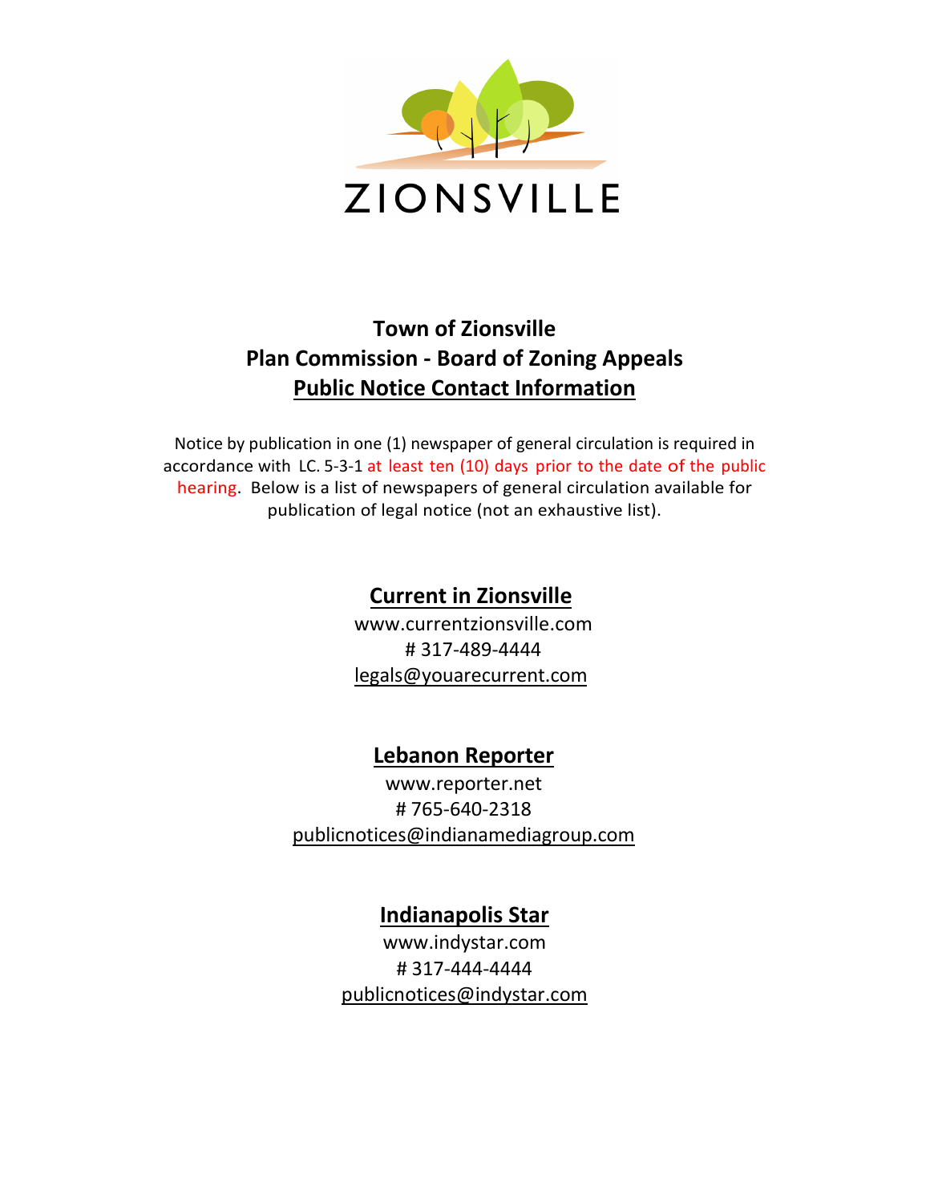ZIONSVILLE

# Town of Zionsville
## Plan Commission - Board of Zoning Appeals
## Public Notice Contact Information

Notice by publication in one (1) newspaper of general circulation is required in accordance with LC. 5-3-1 at least ten (10) days prior to the date of the public hearing. Below is a list of newspapers of general circulation available for publication of legal notice (not an exhaustive list).

### Current in Zionsville

www.currentzionsville.com
# 317-489-4444
legals@youarecurrent.com

### Lebanon Reporter

www.reporter.net
# 765-640-2318
publicnotices@indianamediagroup.com

### Indianapolis Star

www.indystar.com
# 317-444-4444
publicnotices@indystar.com